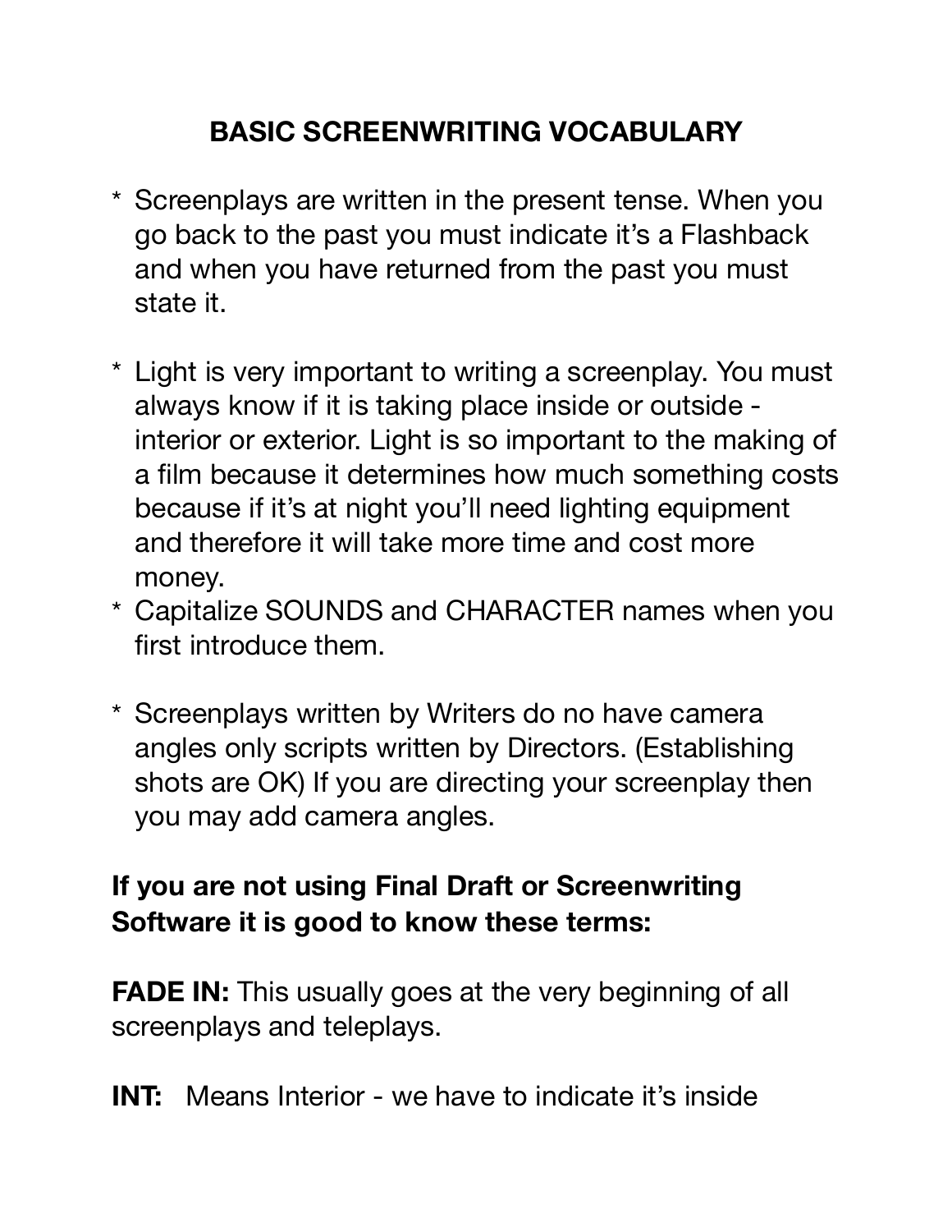# BASIC SCREENWRITING VOCABULARY

* Screenplays are written in the present tense. When you go back to the past you must indicate it's a Flashback and when you have returned from the past you must state it.

* Light is very important to writing a screenplay. You must always know if it is taking place inside or outside - interior or exterior. Light is so important to the making of a film because it determines how much something costs because if it's at night you'll need lighting equipment and therefore it will take more time and cost more money.
* Capitalize SOUNDS and CHARACTER names when you first introduce them.

* Screenplays written by Writers do no have camera angles only scripts written by Directors. (Establishing shots are OK) If you are directing your screenplay then you may add camera angles.

**If you are not using Final Draft or Screenwriting Software it is good to know these terms:**

**FADE IN:** This usually goes at the very beginning of all screenplays and teleplays.

**INT:** Means Interior - we have to indicate it's inside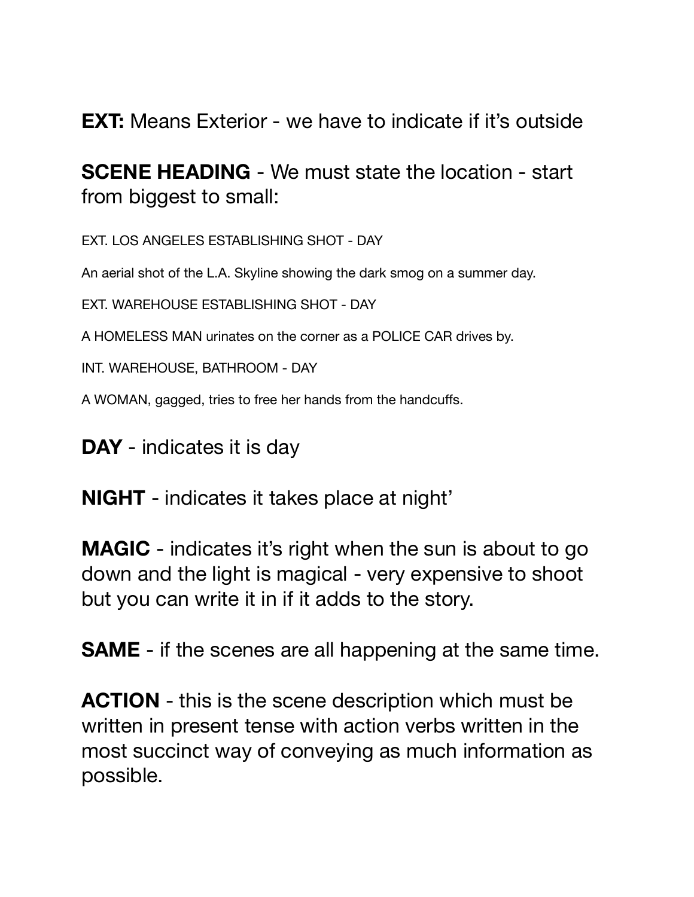**EXT:** Means Exterior - we have to indicate if it's outside

**SCENE HEADING** - We must state the location - start from biggest to small:

EXT. LOS ANGELES ESTABLISHING SHOT - DAY

An aerial shot of the L.A. Skyline showing the dark smog on a summer day.

EXT. WAREHOUSE ESTABLISHING SHOT - DAY

A HOMELESS MAN urinates on the corner as a POLICE CAR drives by.

INT. WAREHOUSE, BATHROOM - DAY

A WOMAN, gagged, tries to free her hands from the handcuffs.

**DAY** - indicates it is day

**NIGHT** - indicates it takes place at night'

**MAGIC** - indicates it's right when the sun is about to go down and the light is magical - very expensive to shoot but you can write it in if it adds to the story.

**SAME** - if the scenes are all happening at the same time.

**ACTION** - this is the scene description which must be written in present tense with action verbs written in the most succinct way of conveying as much information as possible.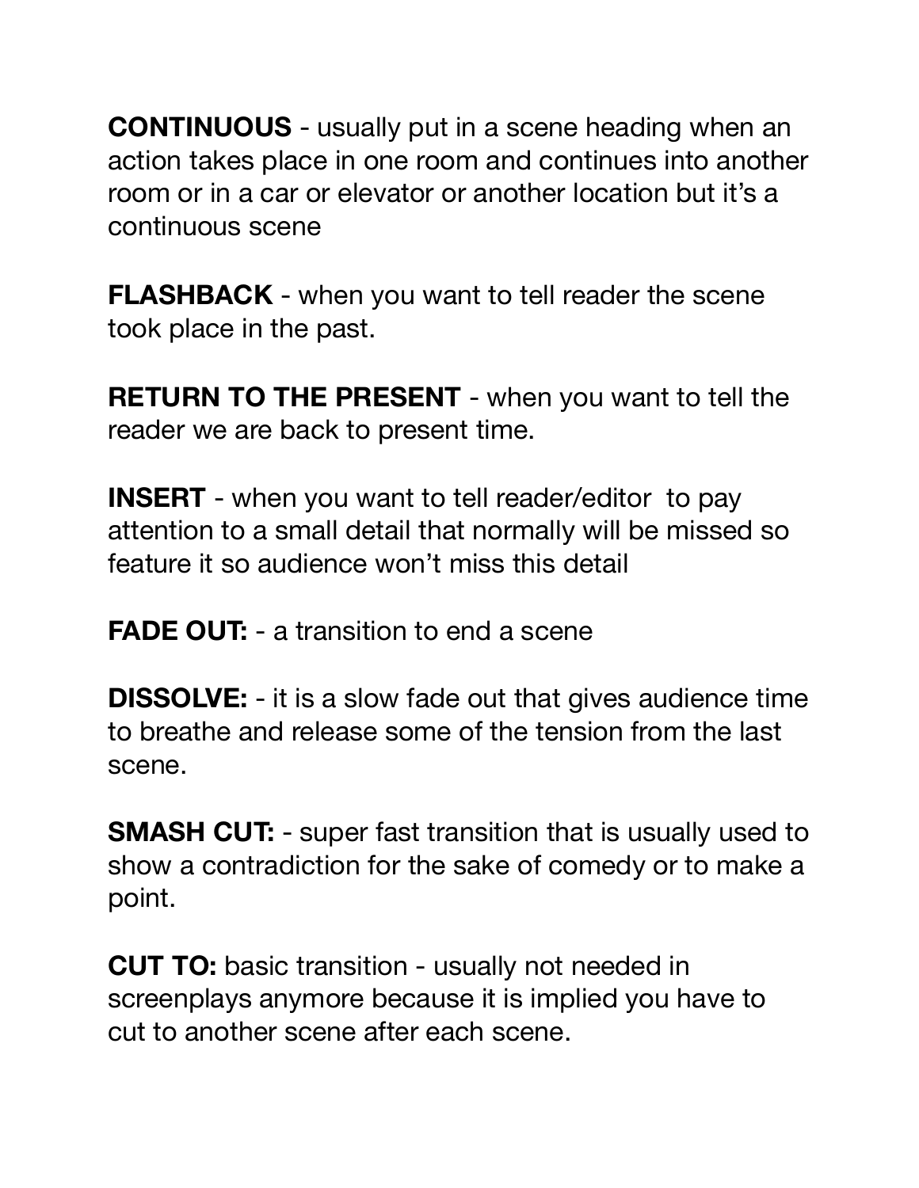**CONTINUOUS** - usually put in a scene heading when an action takes place in one room and continues into another room or in a car or elevator or another location but it's a continuous scene

**FLASHBACK** - when you want to tell reader the scene took place in the past.

**RETURN TO THE PRESENT** - when you want to tell the reader we are back to present time.

**INSERT** - when you want to tell reader/editor to pay attention to a small detail that normally will be missed so feature it so audience won't miss this detail

**FADE OUT:** - a transition to end a scene

**DISSOLVE:** - it is a slow fade out that gives audience time to breathe and release some of the tension from the last scene.

**SMASH CUT:** - super fast transition that is usually used to show a contradiction for the sake of comedy or to make a point.

**CUT TO:** basic transition - usually not needed in screenplays anymore because it is implied you have to cut to another scene after each scene.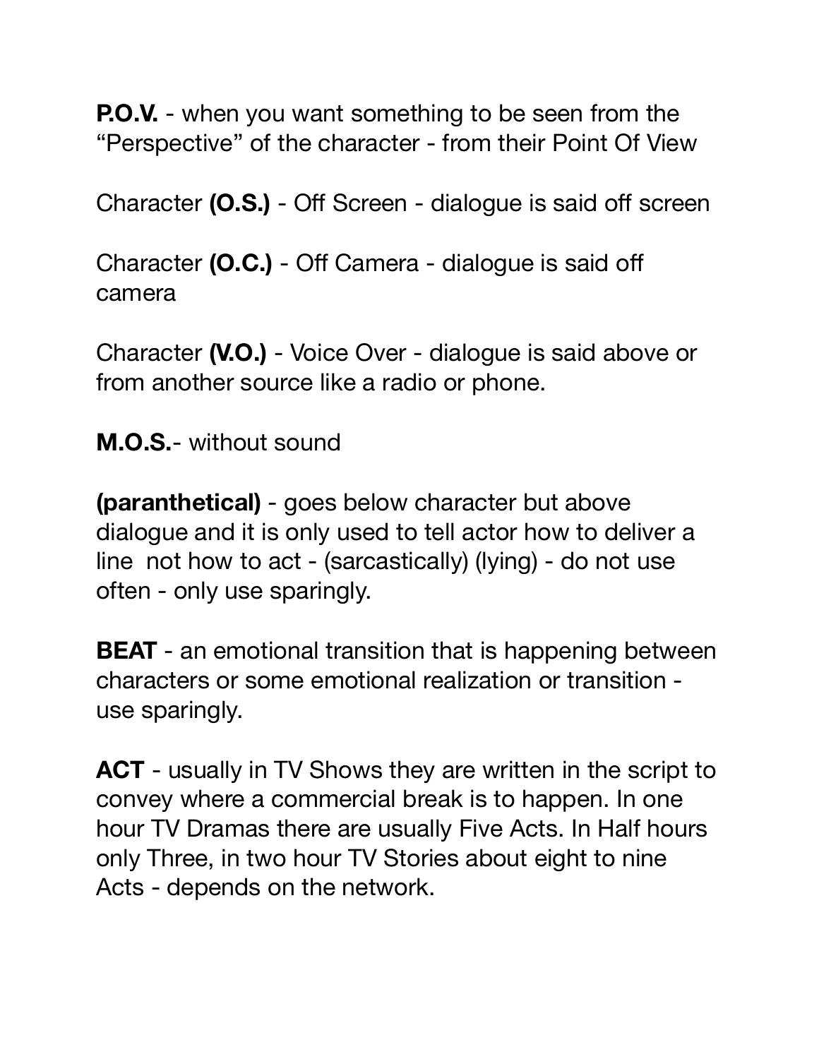**P.O.V.** - when you want something to be seen from the "Perspective" of the character - from their Point Of View

Character **(O.S.)** - Off Screen - dialogue is said off screen

Character **(O.C.)** - Off Camera - dialogue is said off camera

Character **(V.O.)** - Voice Over - dialogue is said above or from another source like a radio or phone.

**M.O.S.**- without sound

**(paranthetical)** - goes below character but above dialogue and it is only used to tell actor how to deliver a line not how to act - (sarcastically) (lying) - do not use often - only use sparingly.

**BEAT** - an emotional transition that is happening between characters or some emotional realization or transition - use sparingly.

**ACT** - usually in TV Shows they are written in the script to convey where a commercial break is to happen. In one hour TV Dramas there are usually Five Acts. In Half hours only Three, in two hour TV Stories about eight to nine Acts - depends on the network.